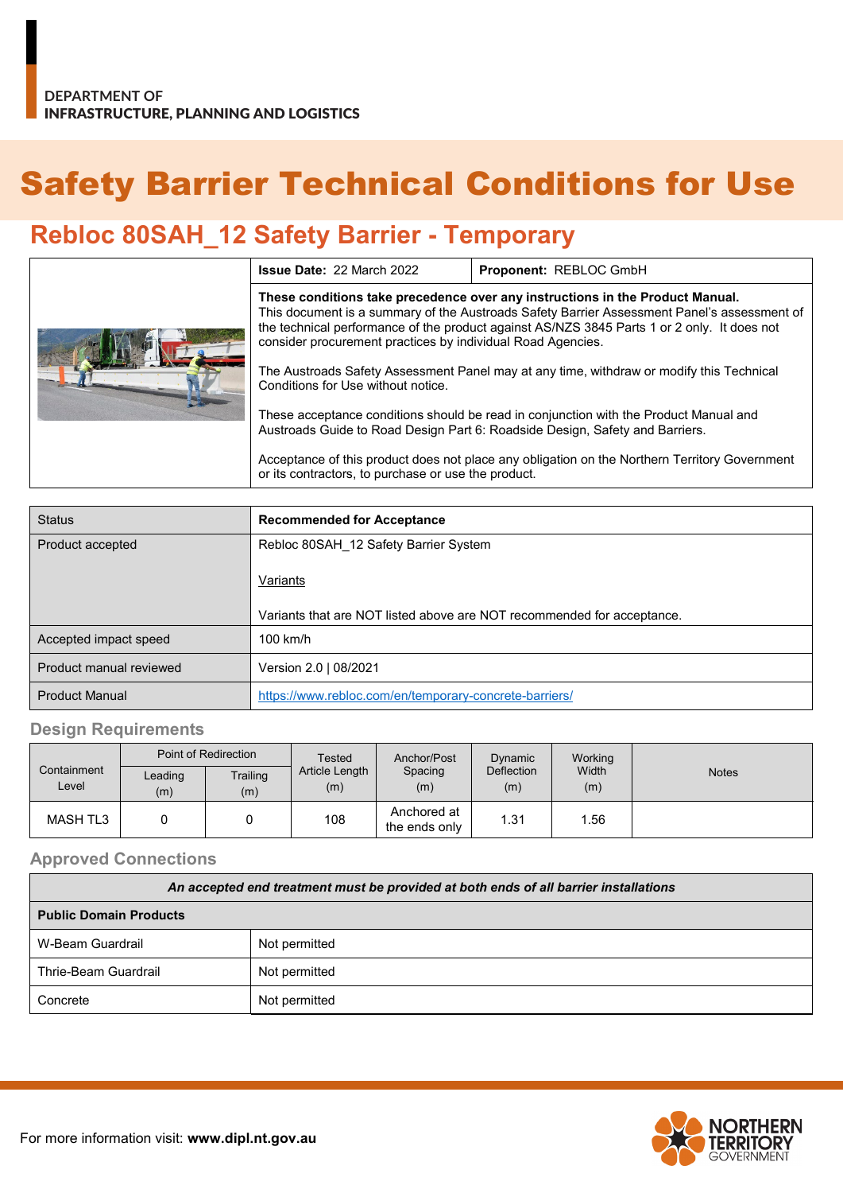DEPARTMENT OF
**INFRASTRUCTURE, PLANNING AND LOGISTICS**

# Safety Barrier Technical Conditions for Use

## Rebloc 80SAH_12 Safety Barrier - Temporary

| | **Issue Date:** 22 March 2022 | **Proponent:** REBLOC GmbH |
|---|---|---|
| | **These conditions take precedence over any instructions in the Product Manual.** This document is a summary of the Austroads Safety Barrier Assessment Panel's assessment of the technical performance of the product against AS/NZS 3845 Parts 1 or 2 only. It does not consider procurement practices by individual Road Agencies.<br><br>The Austroads Safety Assessment Panel may at any time, withdraw or modify this Technical Conditions for Use without notice.<br><br>These acceptance conditions should be read in conjunction with the Product Manual and Austroads Guide to Road Design Part 6: Roadside Design, Safety and Barriers.<br><br>Acceptance of this product does not place any obligation on the Northern Territory Government or its contractors, to purchase or use the product. | |

| Status | **Recommended for Acceptance** |
|---|---|
| Product accepted | Rebloc 80SAH_12 Safety Barrier System<br><br>Variants<br><br>Variants that are NOT listed above are NOT recommended for acceptance. |
| Accepted impact speed | 100 km/h |
| Product manual reviewed | Version 2.0 \| 08/2021 |
| Product Manual | https://www.rebloc.com/en/temporary-concrete-barriers/ |

### Design Requirements

| Containment Level | Point of Redirection | | Tested Article Length (m) | Anchor/Post Spacing (m) | Dynamic Deflection (m) | Working Width (m) | Notes |
|---|---|---|---|---|---|---|---|
| | Leading (m) | Trailing (m) | | | | | |
| MASH TL3 | 0 | 0 | 108 | Anchored at the ends only | 1.31 | 1.56 | |

### Approved Connections

| *An accepted end treatment must be provided at both ends of all barrier installations* | |
|---|---|
| **Public Domain Products** | |
| W-Beam Guardrail | Not permitted |
| Thrie-Beam Guardrail | Not permitted |
| Concrete | Not permitted |

For more information visit: **www.dipl.nt.gov.au**

NORTHERN TERRITORY GOVERNMENT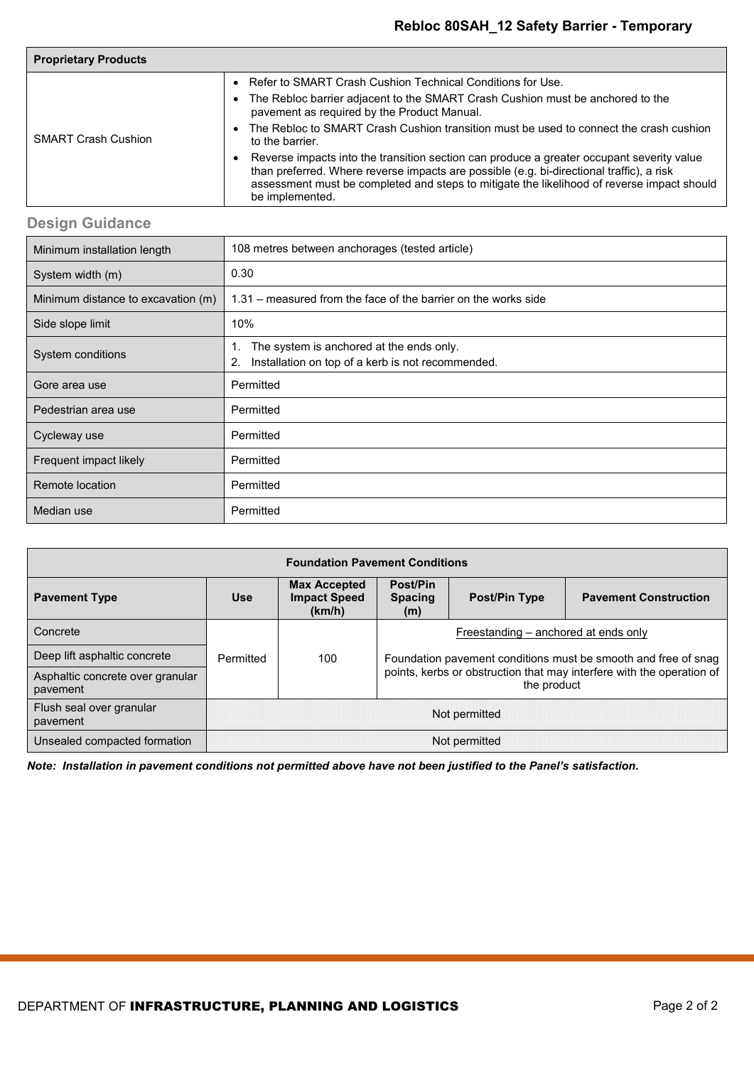| Proprietary Products | |
|---|---|
| SMART Crash Cushion | • Refer to SMART Crash Cushion Technical Conditions for Use.<br>• The Rebloc barrier adjacent to the SMART Crash Cushion must be anchored to the pavement as required by the Product Manual.<br>• The Rebloc to SMART Crash Cushion transition must be used to connect the crash cushion to the barrier.<br>• Reverse impacts into the transition section can produce a greater occupant severity value than preferred. Where reverse impacts are possible (e.g. bi-directional traffic), a risk assessment must be completed and steps to mitigate the likelihood of reverse impact should be implemented. |

## Design Guidance

| | |
|---|---|
| Minimum installation length | 108 metres between anchorages (tested article) |
| System width (m) | 0.30 |
| Minimum distance to excavation (m) | 1.31 – measured from the face of the barrier on the works side |
| Side slope limit | 10% |
| System conditions | 1. The system is anchored at the ends only.<br>2. Installation on top of a kerb is not recommended. |
| Gore area use | Permitted |
| Pedestrian area use | Permitted |
| Cycleway use | Permitted |
| Frequent impact likely | Permitted |
| Remote location | Permitted |
| Median use | Permitted |

| Foundation Pavement Conditions | | | | | |
|---|---|---|---|---|---|
| **Pavement Type** | **Use** | **Max Accepted Impact Speed (km/h)** | **Post/Pin Spacing (m)** | **Post/Pin Type** | **Pavement Construction** |
| Concrete | Permitted | 100 | Freestanding – anchored at ends only<br>Foundation pavement conditions must be smooth and free of snag points, kerbs or obstruction that may interfere with the operation of the product | | |
| Deep lift asphaltic concrete | | | | | |
| Asphaltic concrete over granular pavement | | | | | |
| Flush seal over granular pavement | Not permitted | | | | |
| Unsealed compacted formation | Not permitted | | | | |

***Note: Installation in pavement conditions not permitted above have not been justified to the Panel's satisfaction.***